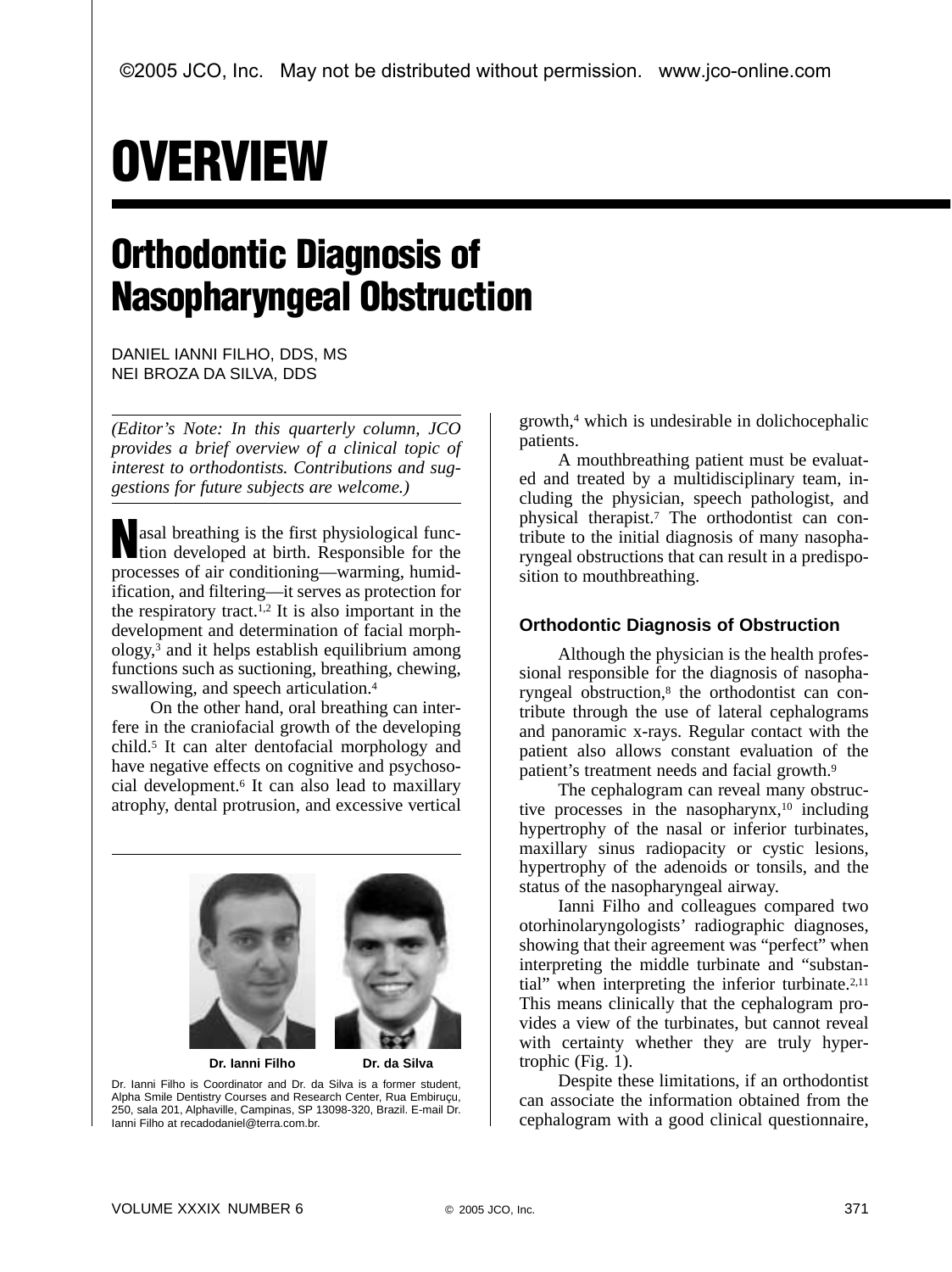©2005 JCO, Inc. May not be distributed without permission. www.jco-online.com

# OVERVIEW

## Orthodontic Diagnosis of Nasopharyngeal Obstruction

DANIEL IANNI FILHO, DDS, MS
NEI BROZA DA SILVA, DDS

*(Editor's Note: In this quarterly column, JCO provides a brief overview of a clinical topic of interest to orthodontists. Contributions and suggestions for future subjects are welcome.)*

Nasal breathing is the first physiological function developed at birth. Responsible for the processes of air conditioning—warming, humidification, and filtering—it serves as protection for the respiratory tract.[1,2] It is also important in the development and determination of facial morphology,[3] and it helps establish equilibrium among functions such as suctioning, breathing, chewing, swallowing, and speech articulation.[4]

On the other hand, oral breathing can interfere in the craniofacial growth of the developing child.[5] It can alter dentofacial morphology and have negative effects on cognitive and psychosocial development.[6] It can also lead to maxillary atrophy, dental protrusion, and excessive vertical growth,[4] which is undesirable in dolichocephalic patients.

A mouthbreathing patient must be evaluated and treated by a multidisciplinary team, including the physician, speech pathologist, and physical therapist.[7] The orthodontist can contribute to the initial diagnosis of many nasopharyngeal obstructions that can result in a predisposition to mouthbreathing.

**Dr. Ianni Filho** **Dr. da Silva**

Dr. Ianni Filho is Coordinator and Dr. da Silva is a former student, Alpha Smile Dentistry Courses and Research Center, Rua Embiruçu, 250, sala 201, Alphaville, Campinas, SP 13098-320, Brazil. E-mail Dr. Ianni Filho at recadodaniel@terra.com.br.

### Orthodontic Diagnosis of Obstruction

Although the physician is the health professional responsible for the diagnosis of nasopharyngeal obstruction,[8] the orthodontist can contribute through the use of lateral cephalograms and panoramic x-rays. Regular contact with the patient also allows constant evaluation of the patient's treatment needs and facial growth.[9]

The cephalogram can reveal many obstructive processes in the nasopharynx,[10] including hypertrophy of the nasal or inferior turbinates, maxillary sinus radiopacity or cystic lesions, hypertrophy of the adenoids or tonsils, and the status of the nasopharyngeal airway.

Ianni Filho and colleagues compared two otorhinolaryngologists' radiographic diagnoses, showing that their agreement was "perfect" when interpreting the middle turbinate and "substantial" when interpreting the inferior turbinate.[2,11] This means clinically that the cephalogram provides a view of the turbinates, but cannot reveal with certainty whether they are truly hypertrophic (Fig. 1).

Despite these limitations, if an orthodontist can associate the information obtained from the cephalogram with a good clinical questionnaire,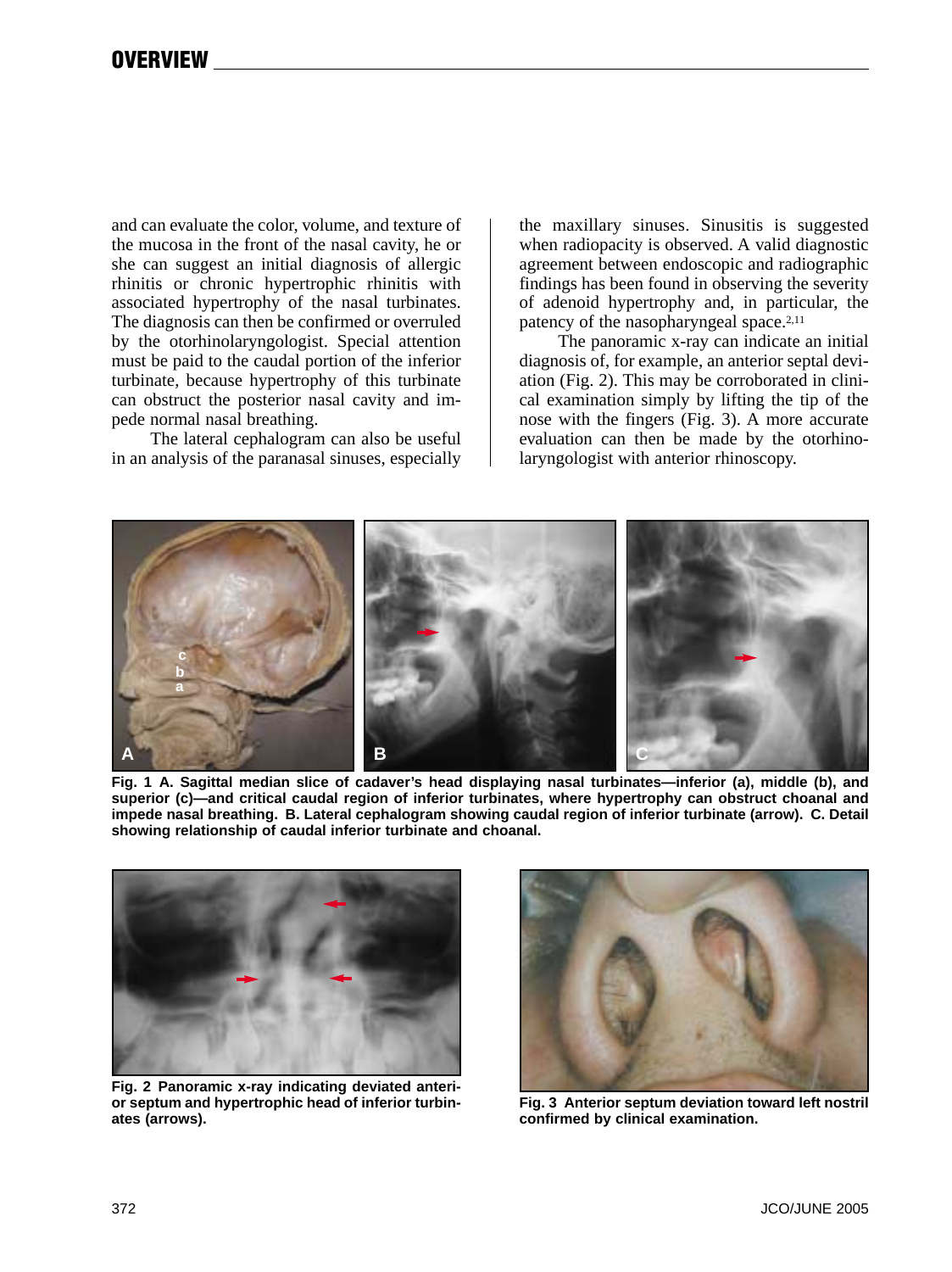and can evaluate the color, volume, and texture of the mucosa in the front of the nasal cavity, he or she can suggest an initial diagnosis of allergic rhinitis or chronic hypertrophic rhinitis with associated hypertrophy of the nasal turbinates. The diagnosis can then be confirmed or overruled by the otorhinolaryngologist. Special attention must be paid to the caudal portion of the inferior turbinate, because hypertrophy of this turbinate can obstruct the posterior nasal cavity and impede normal nasal breathing.

The lateral cephalogram can also be useful in an analysis of the paranasal sinuses, especially the maxillary sinuses. Sinusitis is suggested when radiopacity is observed. A valid diagnostic agreement between endoscopic and radiographic findings has been found in observing the severity of adenoid hypertrophy and, in particular, the patency of the nasopharyngeal space.[2,11]

The panoramic x-ray can indicate an initial diagnosis of, for example, an anterior septal deviation (Fig. 2). This may be corroborated in clinical examination simply by lifting the tip of the nose with the fingers (Fig. 3). A more accurate evaluation can then be made by the otorhinolaryngologist with anterior rhinoscopy.

**Fig. 1 A. Sagittal median slice of cadaver's head displaying nasal turbinates—inferior (a), middle (b), and superior (c)—and critical caudal region of inferior turbinates, where hypertrophy can obstruct choanal and impede nasal breathing. B. Lateral cephalogram showing caudal region of inferior turbinate (arrow). C. Detail showing relationship of caudal inferior turbinate and choanal.**

**Fig. 2 Panoramic x-ray indicating deviated anterior septum and hypertrophic head of inferior turbinates (arrows).**

**Fig. 3 Anterior septum deviation toward left nostril confirmed by clinical examination.**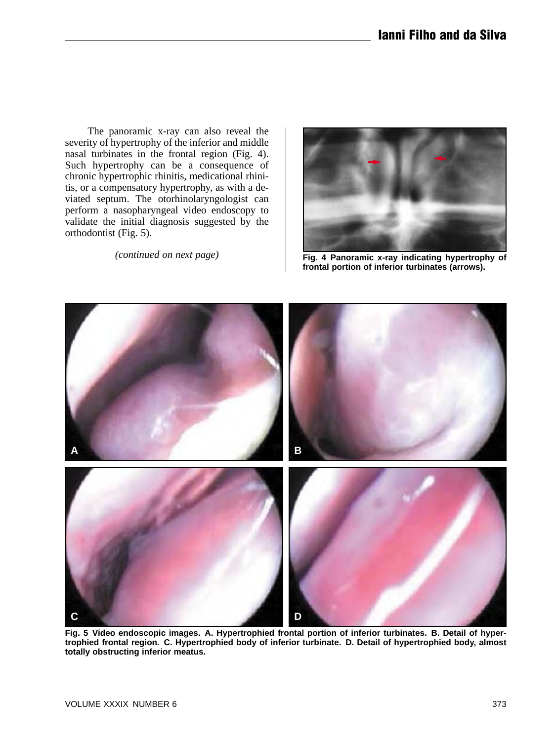The panoramic x-ray can also reveal the severity of hypertrophy of the inferior and middle nasal turbinates in the frontal region (Fig. 4). Such hypertrophy can be a consequence of chronic hypertrophic rhinitis, medicational rhinitis, or a compensatory hypertrophy, as with a deviated septum. The otorhinolaryngologist can perform a nasopharyngeal video endoscopy to validate the initial diagnosis suggested by the orthodontist (Fig. 5).

*(continued on next page)*

**Fig. 4 Panoramic x-ray indicating hypertrophy of frontal portion of inferior turbinates (arrows).**

**Fig. 5 Video endoscopic images. A. Hypertrophied frontal portion of inferior turbinates. B. Detail of hypertrophied frontal region. C. Hypertrophied body of inferior turbinate. D. Detail of hypertrophied body, almost totally obstructing inferior meatus.**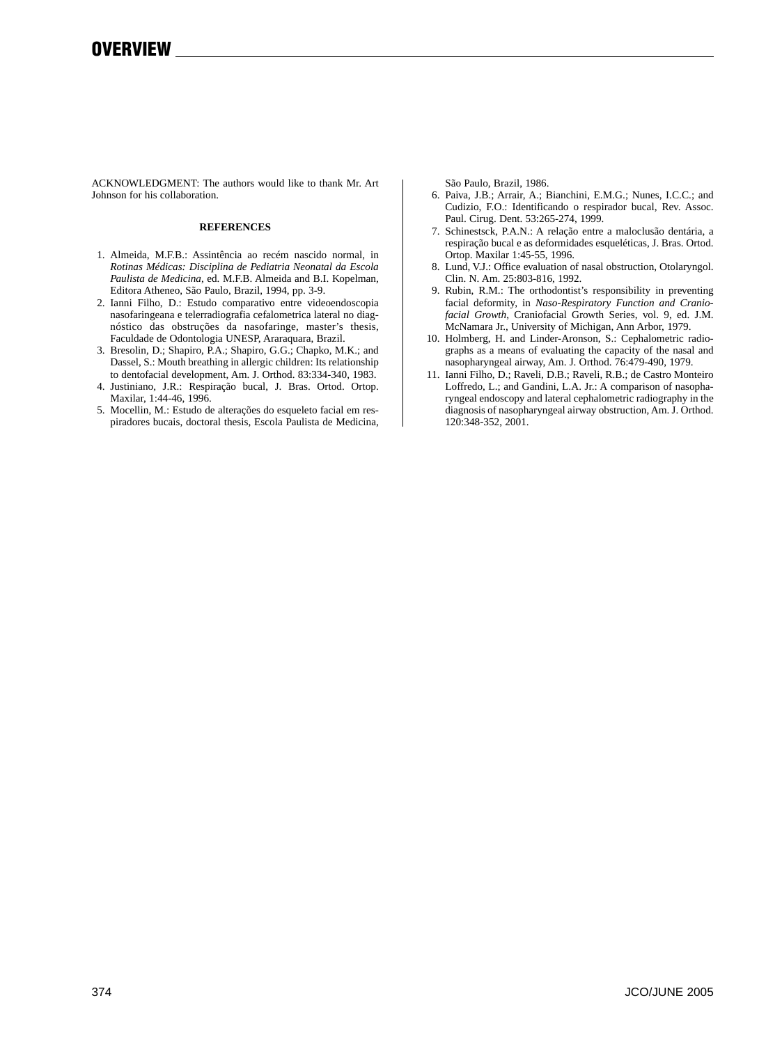ACKNOWLEDGMENT: The authors would like to thank Mr. Art Johnson for his collaboration.

## REFERENCES

1. Almeida, M.F.B.: Assintência ao recém nascido normal, in *Rotinas Médicas: Disciplina de Pediatria Neonatal da Escola Paulista de Medicina*, ed. M.F.B. Almeida and B.I. Kopelman, Editora Atheneo, São Paulo, Brazil, 1994, pp. 3-9.
2. Ianni Filho, D.: Estudo comparativo entre videoendoscopia nasofaringeana e telerradiografia cefalometrica lateral no diagnóstico das obstruções da nasofaringe, master's thesis, Faculdade de Odontologia UNESP, Araraquara, Brazil.
3. Bresolin, D.; Shapiro, P.A.; Shapiro, G.G.; Chapko, M.K.; and Dassel, S.: Mouth breathing in allergic children: Its relationship to dentofacial development, Am. J. Orthod. 83:334-340, 1983.
4. Justiniano, J.R.: Respiração bucal, J. Bras. Ortod. Ortop. Maxilar, 1:44-46, 1996.
5. Mocellin, M.: Estudo de alterações do esqueleto facial em respiradores bucais, doctoral thesis, Escola Paulista de Medicina, São Paulo, Brazil, 1986.
6. Paiva, J.B.; Arrair, A.; Bianchini, E.M.G.; Nunes, I.C.C.; and Cudizio, F.O.: Identificando o respirador bucal, Rev. Assoc. Paul. Cirug. Dent. 53:265-274, 1999.
7. Schinestsck, P.A.N.: A relação entre a maloclusão dentária, a respiração bucal e as deformidades esqueléticas, J. Bras. Ortod. Ortop. Maxilar 1:45-55, 1996.
8. Lund, V.J.: Office evaluation of nasal obstruction, Otolaryngol. Clin. N. Am. 25:803-816, 1992.
9. Rubin, R.M.: The orthodontist's responsibility in preventing facial deformity, in *Naso-Respiratory Function and Craniofacial Growth*, Craniofacial Growth Series, vol. 9, ed. J.M. McNamara Jr., University of Michigan, Ann Arbor, 1979.
10. Holmberg, H. and Linder-Aronson, S.: Cephalometric radiographs as a means of evaluating the capacity of the nasal and nasopharyngeal airway, Am. J. Orthod. 76:479-490, 1979.
11. Ianni Filho, D.; Raveli, D.B.; Raveli, R.B.; de Castro Monteiro Loffredo, L.; and Gandini, L.A. Jr.: A comparison of nasopharyngeal endoscopy and lateral cephalometric radiography in the diagnosis of nasopharyngeal airway obstruction, Am. J. Orthod. 120:348-352, 2001.